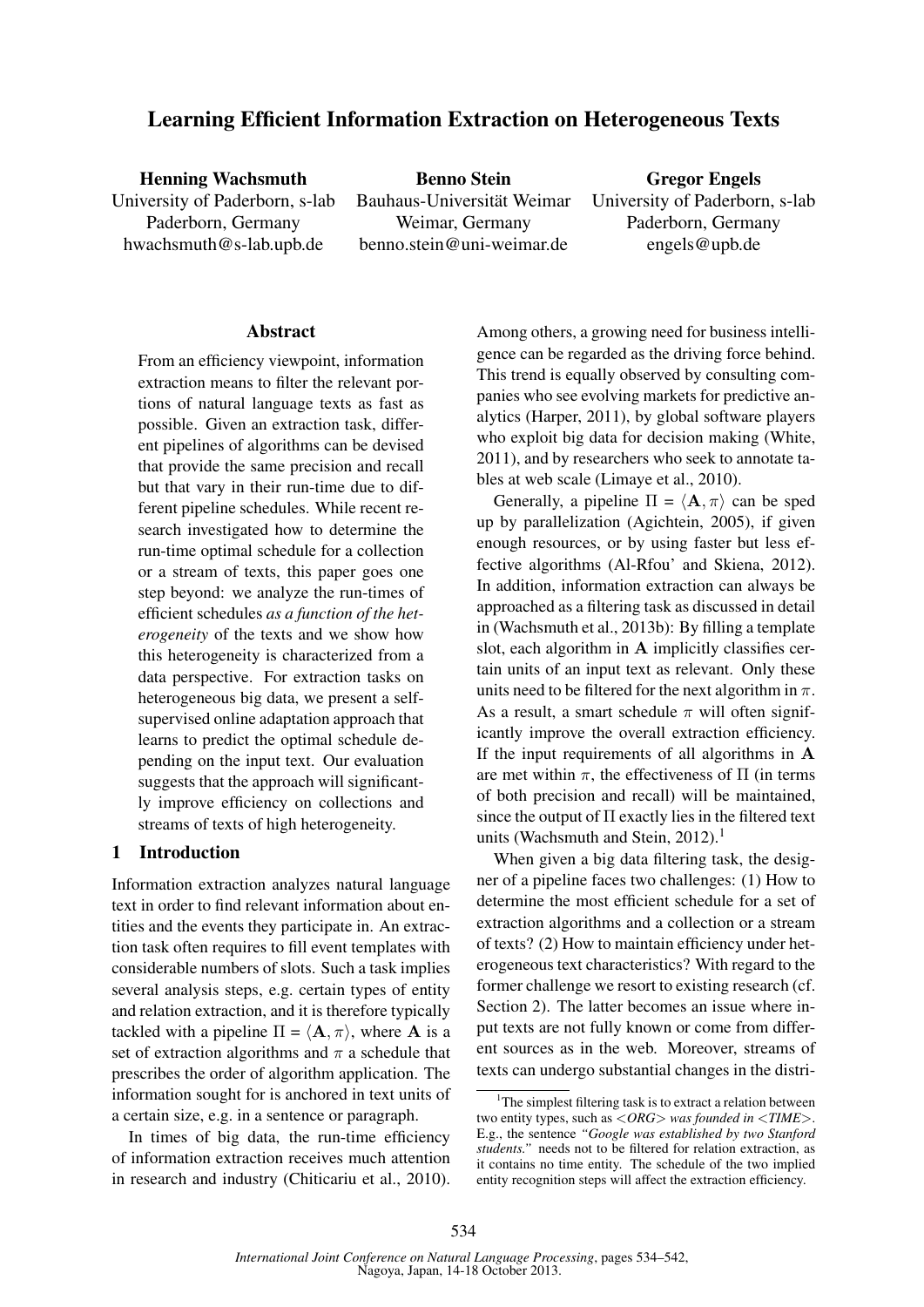# Learning Efficient Information Extraction on Heterogeneous Texts

**Henning Wachsmuth**
University of Paderborn, s-lab
Paderborn, Germany
hwachsmuth@s-lab.upb.de

**Benno Stein**
Bauhaus-Universität Weimar
Weimar, Germany
benno.stein@uni-weimar.de

**Gregor Engels**
University of Paderborn, s-lab
Paderborn, Germany
engels@upb.de

## Abstract

From an efficiency viewpoint, information extraction means to filter the relevant portions of natural language texts as fast as possible. Given an extraction task, different pipelines of algorithms can be devised that provide the same precision and recall but that vary in their run-time due to different pipeline schedules. While recent research investigated how to determine the run-time optimal schedule for a collection or a stream of texts, this paper goes one step beyond: we analyze the run-times of efficient schedules *as a function of the heterogeneity* of the texts and we show how this heterogeneity is characterized from a data perspective. For extraction tasks on heterogeneous big data, we present a self-supervised online adaptation approach that learns to predict the optimal schedule depending on the input text. Our evaluation suggests that the approach will significantly improve efficiency on collections and streams of texts of high heterogeneity.

## 1 Introduction

Information extraction analyzes natural language text in order to find relevant information about entities and the events they participate in. An extraction task often requires to fill event templates with considerable numbers of slots. Such a task implies several analysis steps, e.g. certain types of entity and relation extraction, and it is therefore typically tackled with a pipeline $\Pi = \langle \mathbf{A}, \pi \rangle$, where $\mathbf{A}$ is a set of extraction algorithms and $\pi$ a schedule that prescribes the order of algorithm application. The information sought for is anchored in text units of a certain size, e.g. in a sentence or paragraph.

In times of big data, the run-time efficiency of information extraction receives much attention in research and industry (Chiticariu et al., 2010). Among others, a growing need for business intelligence can be regarded as the driving force behind. This trend is equally observed by consulting companies who see evolving markets for predictive analytics (Harper, 2011), by global software players who exploit big data for decision making (White, 2011), and by researchers who seek to annotate tables at web scale (Limaye et al., 2010).

Generally, a pipeline $\Pi = \langle \mathbf{A}, \pi \rangle$ can be sped up by parallelization (Agichtein, 2005), if given enough resources, or by using faster but less effective algorithms (Al-Rfou' and Skiena, 2012). In addition, information extraction can always be approached as a filtering task as discussed in detail in (Wachsmuth et al., 2013b): By filling a template slot, each algorithm in $\mathbf{A}$ implicitly classifies certain units of an input text as relevant. Only these units need to be filtered for the next algorithm in $\pi$. As a result, a smart schedule $\pi$ will often significantly improve the overall extraction efficiency. If the input requirements of all algorithms in $\mathbf{A}$ are met within $\pi$, the effectiveness of $\Pi$ (in terms of both precision and recall) will be maintained, since the output of $\Pi$ exactly lies in the filtered text units (Wachsmuth and Stein, 2012).[1]

When given a big data filtering task, the designer of a pipeline faces two challenges: (1) How to determine the most efficient schedule for a set of extraction algorithms and a collection or a stream of texts? (2) How to maintain efficiency under heterogeneous text characteristics? With regard to the former challenge we resort to existing research (cf. Section 2). The latter becomes an issue where input texts are not fully known or come from different sources as in the web. Moreover, streams of texts can undergo substantial changes in the distri-

[1] The simplest filtering task is to extract a relation between two entity types, such as *<ORG> was founded in <TIME>*. E.g., the sentence *"Google was established by two Stanford students."* needs not to be filtered for relation extraction, as it contains no time entity. The schedule of the two implied entity recognition steps will affect the extraction efficiency.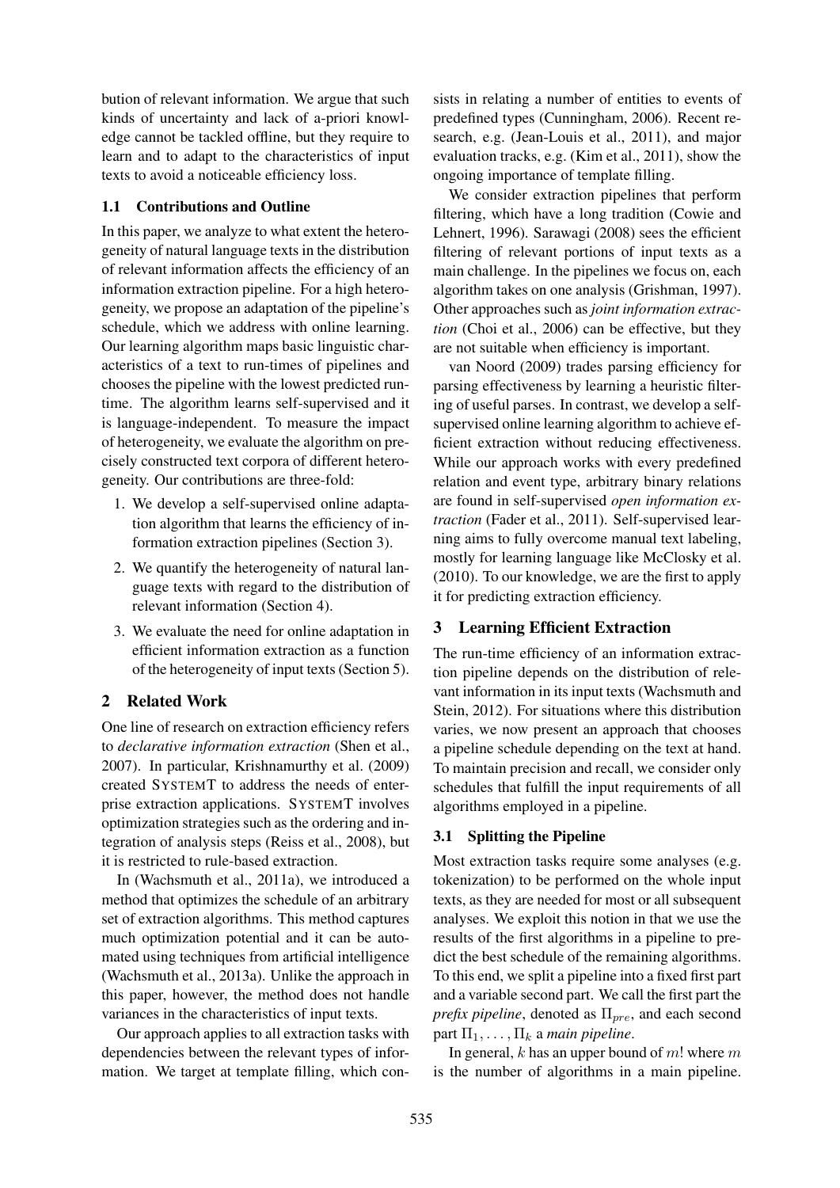bution of relevant information. We argue that such kinds of uncertainty and lack of a-priori knowledge cannot be tackled offline, but they require to learn and to adapt to the characteristics of input texts to avoid a noticeable efficiency loss.

### 1.1 Contributions and Outline

In this paper, we analyze to what extent the heterogeneity of natural language texts in the distribution of relevant information affects the efficiency of an information extraction pipeline. For a high heterogeneity, we propose an adaptation of the pipeline's schedule, which we address with online learning. Our learning algorithm maps basic linguistic characteristics of a text to run-times of pipelines and chooses the pipeline with the lowest predicted run-time. The algorithm learns self-supervised and it is language-independent. To measure the impact of heterogeneity, we evaluate the algorithm on precisely constructed text corpora of different heterogeneity. Our contributions are three-fold:

1. We develop a self-supervised online adaptation algorithm that learns the efficiency of information extraction pipelines (Section 3).
2. We quantify the heterogeneity of natural language texts with regard to the distribution of relevant information (Section 4).
3. We evaluate the need for online adaptation in efficient information extraction as a function of the heterogeneity of input texts (Section 5).

## 2 Related Work

One line of research on extraction efficiency refers to *declarative information extraction* (Shen et al., 2007). In particular, Krishnamurthy et al. (2009) created SYSTEMT to address the needs of enterprise extraction applications. SYSTEMT involves optimization strategies such as the ordering and integration of analysis steps (Reiss et al., 2008), but it is restricted to rule-based extraction.

In (Wachsmuth et al., 2011a), we introduced a method that optimizes the schedule of an arbitrary set of extraction algorithms. This method captures much optimization potential and it can be automated using techniques from artificial intelligence (Wachsmuth et al., 2013a). Unlike the approach in this paper, however, the method does not handle variances in the characteristics of input texts.

Our approach applies to all extraction tasks with dependencies between the relevant types of information. We target at template filling, which consists in relating a number of entities to events of predefined types (Cunningham, 2006). Recent research, e.g. (Jean-Louis et al., 2011), and major evaluation tracks, e.g. (Kim et al., 2011), show the ongoing importance of template filling.

We consider extraction pipelines that perform filtering, which have a long tradition (Cowie and Lehnert, 1996). Sarawagi (2008) sees the efficient filtering of relevant portions of input texts as a main challenge. In the pipelines we focus on, each algorithm takes on one analysis (Grishman, 1997). Other approaches such as *joint information extraction* (Choi et al., 2006) can be effective, but they are not suitable when efficiency is important.

van Noord (2009) trades parsing efficiency for parsing effectiveness by learning a heuristic filtering of useful parses. In contrast, we develop a self-supervised online learning algorithm to achieve efficient extraction without reducing effectiveness. While our approach works with every predefined relation and event type, arbitrary binary relations are found in self-supervised *open information extraction* (Fader et al., 2011). Self-supervised learning aims to fully overcome manual text labeling, mostly for learning language like McClosky et al. (2010). To our knowledge, we are the first to apply it for predicting extraction efficiency.

## 3 Learning Efficient Extraction

The run-time efficiency of an information extraction pipeline depends on the distribution of relevant information in its input texts (Wachsmuth and Stein, 2012). For situations where this distribution varies, we now present an approach that chooses a pipeline schedule depending on the text at hand. To maintain precision and recall, we consider only schedules that fulfill the input requirements of all algorithms employed in a pipeline.

### 3.1 Splitting the Pipeline

Most extraction tasks require some analyses (e.g. tokenization) to be performed on the whole input texts, as they are needed for most or all subsequent analyses. We exploit this notion in that we use the results of the first algorithms in a pipeline to predict the best schedule of the remaining algorithms. To this end, we split a pipeline into a fixed first part and a variable second part. We call the first part the *prefix pipeline*, denoted as $\Pi_{pre}$, and each second part $\Pi_1, \ldots, \Pi_k$ a *main pipeline*.

In general, $k$ has an upper bound of $m!$ where $m$ is the number of algorithms in a main pipeline.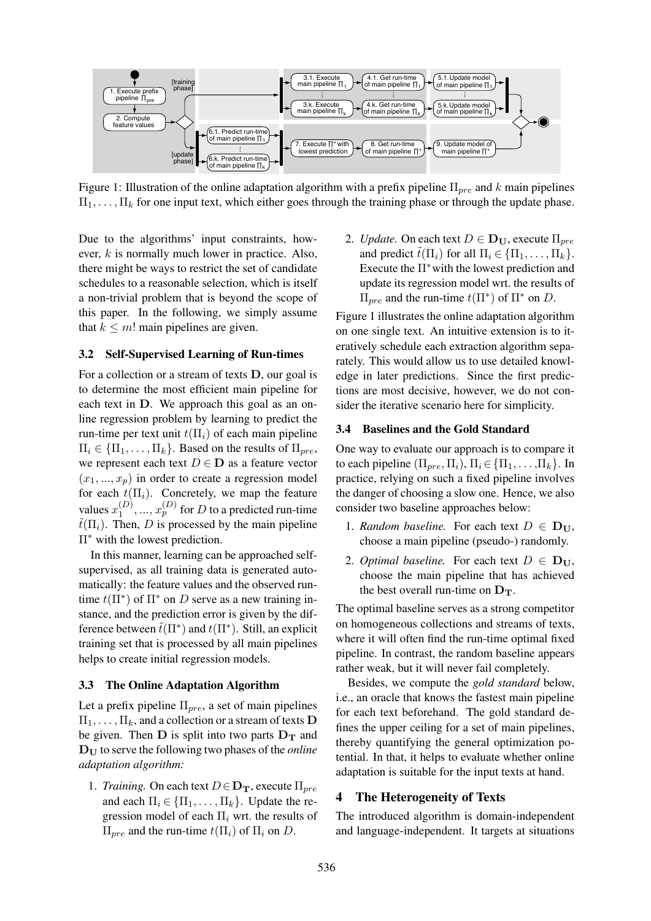Figure 1: Illustration of the online adaptation algorithm with a prefix pipeline $\Pi_{pre}$ and $k$ main pipelines $\Pi_1, \ldots, \Pi_k$ for one input text, which either goes through the training phase or through the update phase.

Due to the algorithms' input constraints, however, $k$ is normally much lower in practice. Also, there might be ways to restrict the set of candidate schedules to a reasonable selection, which is itself a non-trivial problem that is beyond the scope of this paper. In the following, we simply assume that $k \leq m!$ main pipelines are given.

### 3.2 Self-Supervised Learning of Run-times

For a collection or a stream of texts $\mathbf{D}$, our goal is to determine the most efficient main pipeline for each text in $\mathbf{D}$. We approach this goal as an online regression problem by learning to predict the run-time per text unit $t(\Pi_i)$ of each main pipeline $\Pi_i \in \{\Pi_1, \ldots, \Pi_k\}$. Based on the results of $\Pi_{pre}$, we represent each text $D \in \mathbf{D}$ as a feature vector $(x_1, ..., x_p)$ in order to create a regression model for each $t(\Pi_i)$. Concretely, we map the feature values $x_1^{(D)}, ..., x_p^{(D)}$ for $D$ to a predicted run-time $\tilde{t}(\Pi_i)$. Then, $D$ is processed by the main pipeline $\Pi^*$ with the lowest prediction.

In this manner, learning can be approached self-supervised, as all training data is generated automatically: the feature values and the observed run-time $t(\Pi^*)$ of $\Pi^*$ on $D$ serve as a new training instance, and the prediction error is given by the difference between $\tilde{t}(\Pi^*)$ and $t(\Pi^*)$. Still, an explicit training set that is processed by all main pipelines helps to create initial regression models.

### 3.3 The Online Adaptation Algorithm

Let a prefix pipeline $\Pi_{pre}$, a set of main pipelines $\Pi_1, \ldots, \Pi_k$, and a collection or a stream of texts $\mathbf{D}$ be given. Then $\mathbf{D}$ is split into two parts $\mathbf{D_T}$ and $\mathbf{D_U}$ to serve the following two phases of the *online adaptation algorithm:*

1. *Training.* On each text $D \in \mathbf{D_T}$, execute $\Pi_{pre}$ and each $\Pi_i \in \{\Pi_1, \ldots, \Pi_k\}$. Update the regression model of each $\Pi_i$ wrt. the results of $\Pi_{pre}$ and the run-time $t(\Pi_i)$ of $\Pi_i$ on $D$.
2. *Update.* On each text $D \in \mathbf{D_U}$, execute $\Pi_{pre}$ and predict $\tilde{t}(\Pi_i)$ for all $\Pi_i \in \{\Pi_1, \ldots, \Pi_k\}$. Execute the $\Pi^*$ with the lowest prediction and update its regression model wrt. the results of $\Pi_{pre}$ and the run-time $t(\Pi^*)$ of $\Pi^*$ on $D$.

Figure 1 illustrates the online adaptation algorithm on one single text. An intuitive extension is to iteratively schedule each extraction algorithm separately. This would allow us to use detailed knowledge in later predictions. Since the first predictions are most decisive, however, we do not consider the iterative scenario here for simplicity.

### 3.4 Baselines and the Gold Standard

One way to evaluate our approach is to compare it to each pipeline $(\Pi_{pre}, \Pi_i)$, $\Pi_i \in \{\Pi_1, \ldots, \Pi_k\}$. In practice, relying on such a fixed pipeline involves the danger of choosing a slow one. Hence, we also consider two baseline approaches below:

1. *Random baseline.* For each text $D \in \mathbf{D_U}$, choose a main pipeline (pseudo-) randomly.
2. *Optimal baseline.* For each text $D \in \mathbf{D_U}$, choose the main pipeline that has achieved the best overall run-time on $\mathbf{D_T}$.

The optimal baseline serves as a strong competitor on homogeneous collections and streams of texts, where it will often find the run-time optimal fixed pipeline. In contrast, the random baseline appears rather weak, but it will never fail completely.

Besides, we compute the *gold standard* below, i.e., an oracle that knows the fastest main pipeline for each text beforehand. The gold standard defines the upper ceiling for a set of main pipelines, thereby quantifying the general optimization potential. In that, it helps to evaluate whether online adaptation is suitable for the input texts at hand.

## 4 The Heterogeneity of Texts

The introduced algorithm is domain-independent and language-independent. It targets at situations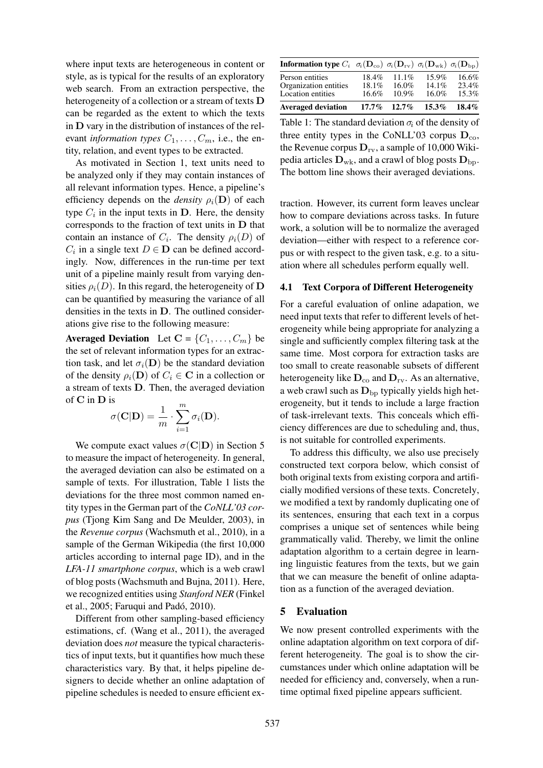where input texts are heterogeneous in content or style, as is typical for the results of an exploratory web search. From an extraction perspective, the heterogeneity of a collection or a stream of texts $\mathbf{D}$ can be regarded as the extent to which the texts in $\mathbf{D}$ vary in the distribution of instances of the relevant *information types* $C_1, \ldots, C_m$, i.e., the entity, relation, and event types to be extracted.

As motivated in Section 1, text units need to be analyzed only if they may contain instances of all relevant information types. Hence, a pipeline's efficiency depends on the *density* $\rho_i(\mathbf{D})$ of each type $C_i$ in the input texts in $\mathbf{D}$. Here, the density corresponds to the fraction of text units in $\mathbf{D}$ that contain an instance of $C_i$. The density $\rho_i(D)$ of $C_i$ in a single text $D \in \mathbf{D}$ can be defined accordingly. Now, differences in the run-time per text unit of a pipeline mainly result from varying densities $\rho_i(D)$. In this regard, the heterogeneity of $\mathbf{D}$ can be quantified by measuring the variance of all densities in the texts in $\mathbf{D}$. The outlined considerations give rise to the following measure:

**Averaged Deviation** Let $\mathbf{C} = \{C_1, \ldots, C_m\}$ be the set of relevant information types for an extraction task, and let $\sigma_i(\mathbf{D})$ be the standard deviation of the density $\rho_i(\mathbf{D})$ of $C_i \in \mathbf{C}$ in a collection or a stream of texts $\mathbf{D}$. Then, the averaged deviation of $\mathbf{C}$ in $\mathbf{D}$ is

$$\sigma(\mathbf{C}|\mathbf{D}) = \frac{1}{m} \cdot \sum_{i=1}^{m} \sigma_i(\mathbf{D}).$$

We compute exact values $\sigma(\mathbf{C}|\mathbf{D})$ in Section 5 to measure the impact of heterogeneity. In general, the averaged deviation can also be estimated on a sample of texts. For illustration, Table 1 lists the deviations for the three most common named entity types in the German part of the *CoNLL'03 corpus* (Tjong Kim Sang and De Meulder, 2003), in the *Revenue corpus* (Wachsmuth et al., 2010), in a sample of the German Wikipedia (the first 10,000 articles according to internal page ID), and in the *LFA-11 smartphone corpus*, which is a web crawl of blog posts (Wachsmuth and Bujna, 2011). Here, we recognized entities using *Stanford NER* (Finkel et al., 2005; Faruqui and Padó, 2010).

Different from other sampling-based efficiency estimations, cf. (Wang et al., 2011), the averaged deviation does *not* measure the typical characteristics of input texts, but it quantifies how much these characteristics vary. By that, it helps pipeline designers to decide whether an online adaptation of pipeline schedules is needed to ensure efficient extraction. However, its current form leaves unclear how to compare deviations across tasks. In future work, a solution will be to normalize the averaged deviation—either with respect to a reference corpus or with respect to the given task, e.g. to a situation where all schedules perform equally well.

| **Information type** $C_i$ | $\sigma_i(\mathbf{D}_{\mathrm{co}})$ | $\sigma_i(\mathbf{D}_{\mathrm{rv}})$ | $\sigma_i(\mathbf{D}_{\mathrm{wk}})$ | $\sigma_i(\mathbf{D}_{\mathrm{bp}})$ |
|---|---|---|---|---|
| Person entities | 18.4% | 11.1% | 15.9% | 16.6% |
| Organization entities | 18.1% | 16.0% | 14.1% | 23.4% |
| Location entities | 16.6% | 10.9% | 16.0% | 15.3% |
| **Averaged deviation** | **17.7%** | **12.7%** | **15.3%** | **18.4%** |

Table 1: The standard deviation $\sigma_i$ of the density of three entity types in the CoNLL'03 corpus $\mathbf{D}_{\mathrm{co}}$, the Revenue corpus $\mathbf{D}_{\mathrm{rv}}$, a sample of 10,000 Wikipedia articles $\mathbf{D}_{\mathrm{wk}}$, and a crawl of blog posts $\mathbf{D}_{\mathrm{bp}}$. The bottom line shows their averaged deviations.

### 4.1 Text Corpora of Different Heterogeneity

For a careful evaluation of online adapation, we need input texts that refer to different levels of heterogeneity while being appropriate for analyzing a single and sufficiently complex filtering task at the same time. Most corpora for extraction tasks are too small to create reasonable subsets of different heterogeneity like $\mathbf{D}_{\mathrm{co}}$ and $\mathbf{D}_{\mathrm{rv}}$. As an alternative, a web crawl such as $\mathbf{D}_{\mathrm{bp}}$ typically yields high heterogeneity, but it tends to include a large fraction of task-irrelevant texts. This conceals which efficiency differences are due to scheduling and, thus, is not suitable for controlled experiments.

To address this difficulty, we also use precisely constructed text corpora below, which consist of both original texts from existing corpora and artificially modified versions of these texts. Concretely, we modified a text by randomly duplicating one of its sentences, ensuring that each text in a corpus comprises a unique set of sentences while being grammatically valid. Thereby, we limit the online adaptation algorithm to a certain degree in learning linguistic features from the texts, but we gain that we can measure the benefit of online adaptation as a function of the averaged deviation.

## 5 Evaluation

We now present controlled experiments with the online adaptation algorithm on text corpora of different heterogeneity. The goal is to show the circumstances under which online adaptation will be needed for efficiency and, conversely, when a run-time optimal fixed pipeline appears sufficient.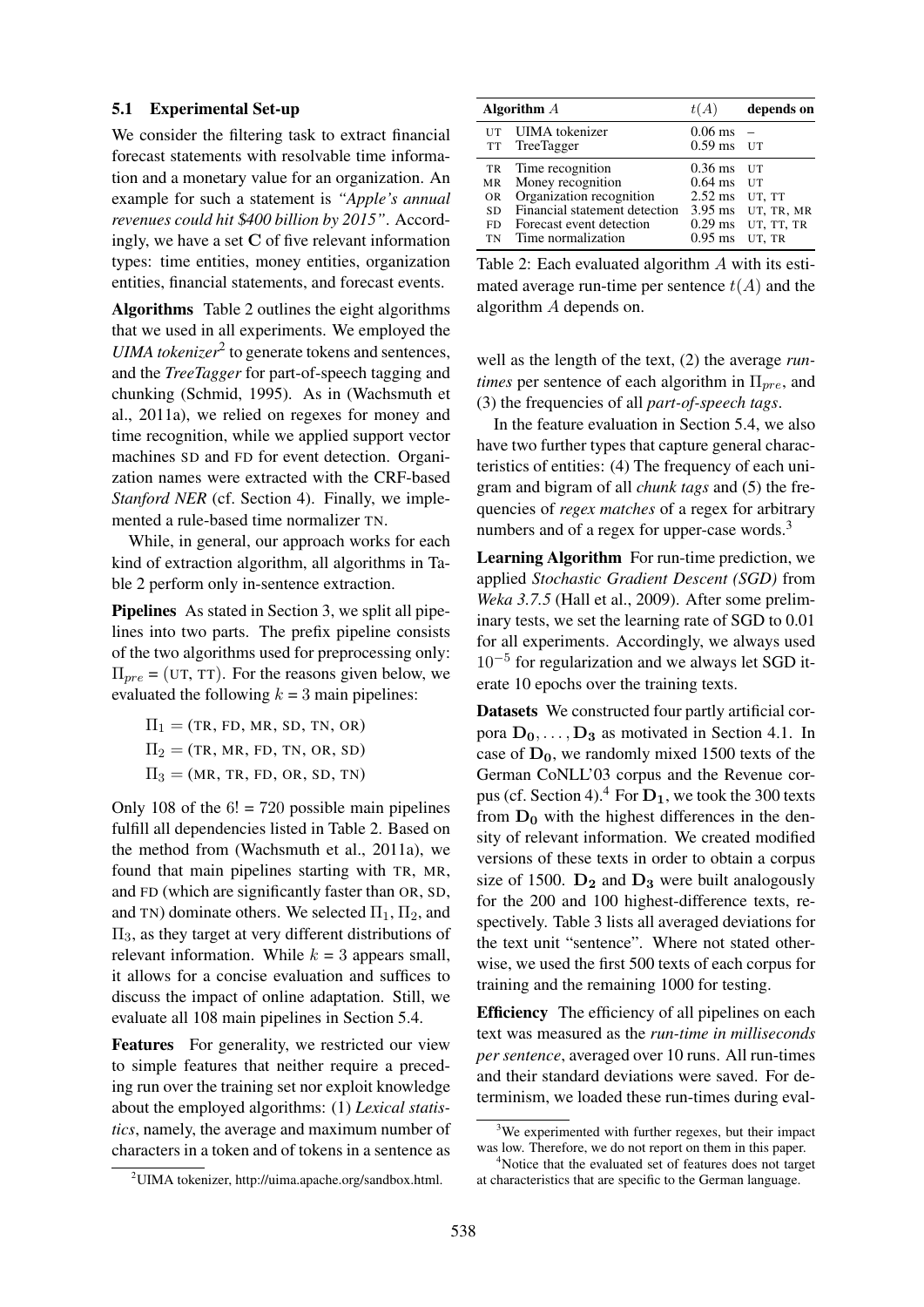### 5.1 Experimental Set-up

We consider the filtering task to extract financial forecast statements with resolvable time information and a monetary value for an organization. An example for such a statement is *"Apple's annual revenues could hit $400 billion by 2015"*. Accordingly, we have a set $\mathbf{C}$ of five relevant information types: time entities, money entities, organization entities, financial statements, and forecast events.

**Algorithms** Table 2 outlines the eight algorithms that we used in all experiments. We employed the *UIMA tokenizer*[2] to generate tokens and sentences, and the *TreeTagger* for part-of-speech tagging and chunking (Schmid, 1995). As in (Wachsmuth et al., 2011a), we relied on regexes for money and time recognition, while we applied support vector machines SD and FD for event detection. Organization names were extracted with the CRF-based *Stanford NER* (cf. Section 4). Finally, we implemented a rule-based time normalizer TN.

While, in general, our approach works for each kind of extraction algorithm, all algorithms in Table 2 perform only in-sentence extraction.

**Pipelines** As stated in Section 3, we split all pipelines into two parts. The prefix pipeline consists of the two algorithms used for preprocessing only: $\Pi_{pre}$ = (UT, TT). For the reasons given below, we evaluated the following $k$ = 3 main pipelines:

$$\Pi_1 = (\text{TR, FD, MR, SD, TN, OR})$$
$$\Pi_2 = (\text{TR, MR, FD, TN, OR, SD})$$
$$\Pi_3 = (\text{MR, TR, FD, OR, SD, TN})$$

Only 108 of the 6! = 720 possible main pipelines fulfill all dependencies listed in Table 2. Based on the method from (Wachsmuth et al., 2011a), we found that main pipelines starting with TR, MR, and FD (which are significantly faster than OR, SD, and TN) dominate others. We selected $\Pi_1$, $\Pi_2$, and $\Pi_3$, as they target at very different distributions of relevant information. While $k$ = 3 appears small, it allows for a concise evaluation and suffices to discuss the impact of online adaptation. Still, we evaluate all 108 main pipelines in Section 5.4.

**Features** For generality, we restricted our view to simple features that neither require a preceding run over the training set nor exploit knowledge about the employed algorithms: (1) *Lexical statistics*, namely, the average and maximum number of characters in a token and of tokens in a sentence as well as the length of the text, (2) the average *run-times* per sentence of each algorithm in $\Pi_{pre}$, and (3) the frequencies of all *part-of-speech tags*.

| | Algorithm $A$ | $t(A)$ | depends on |
|---|---|---|---|
| UT | UIMA tokenizer | 0.06 ms | – |
| TT | TreeTagger | 0.59 ms | UT |
| TR | Time recognition | 0.36 ms | UT |
| MR | Money recognition | 0.64 ms | UT |
| OR | Organization recognition | 2.52 ms | UT, TT |
| SD | Financial statement detection | 3.95 ms | UT, TR, MR |
| FD | Forecast event detection | 0.29 ms | UT, TT, TR |
| TN | Time normalization | 0.95 ms | UT, TR |

Table 2: Each evaluated algorithm $A$ with its estimated average run-time per sentence $t(A)$ and the algorithm $A$ depends on.

In the feature evaluation in Section 5.4, we also have two further types that capture general characteristics of entities: (4) The frequency of each unigram and bigram of all *chunk tags* and (5) the frequencies of *regex matches* of a regex for arbitrary numbers and of a regex for upper-case words.[3]

**Learning Algorithm** For run-time prediction, we applied *Stochastic Gradient Descent (SGD)* from *Weka 3.7.5* (Hall et al., 2009). After some preliminary tests, we set the learning rate of SGD to 0.01 for all experiments. Accordingly, we always used $10^{-5}$ for regularization and we always let SGD iterate 10 epochs over the training texts.

**Datasets** We constructed four partly artificial corpora $\mathbf{D_0}, \ldots, \mathbf{D_3}$ as motivated in Section 4.1. In case of $\mathbf{D_0}$, we randomly mixed 1500 texts of the German CoNLL'03 corpus and the Revenue corpus (cf. Section 4).[4] For $\mathbf{D_1}$, we took the 300 texts from $\mathbf{D_0}$ with the highest differences in the density of relevant information. We created modified versions of these texts in order to obtain a corpus size of 1500. $\mathbf{D_2}$ and $\mathbf{D_3}$ were built analogously for the 200 and 100 highest-difference texts, respectively. Table 3 lists all averaged deviations for the text unit "sentence". Where not stated otherwise, we used the first 500 texts of each corpus for training and the remaining 1000 for testing.

**Efficiency** The efficiency of all pipelines on each text was measured as the *run-time in milliseconds per sentence*, averaged over 10 runs. All run-times and their standard deviations were saved. For determinism, we loaded these run-times during eval-

[2] UIMA tokenizer, http://uima.apache.org/sandbox.html.

[3] We experimented with further regexes, but their impact was low. Therefore, we do not report on them in this paper.

[4] Notice that the evaluated set of features does not target at characteristics that are specific to the German language.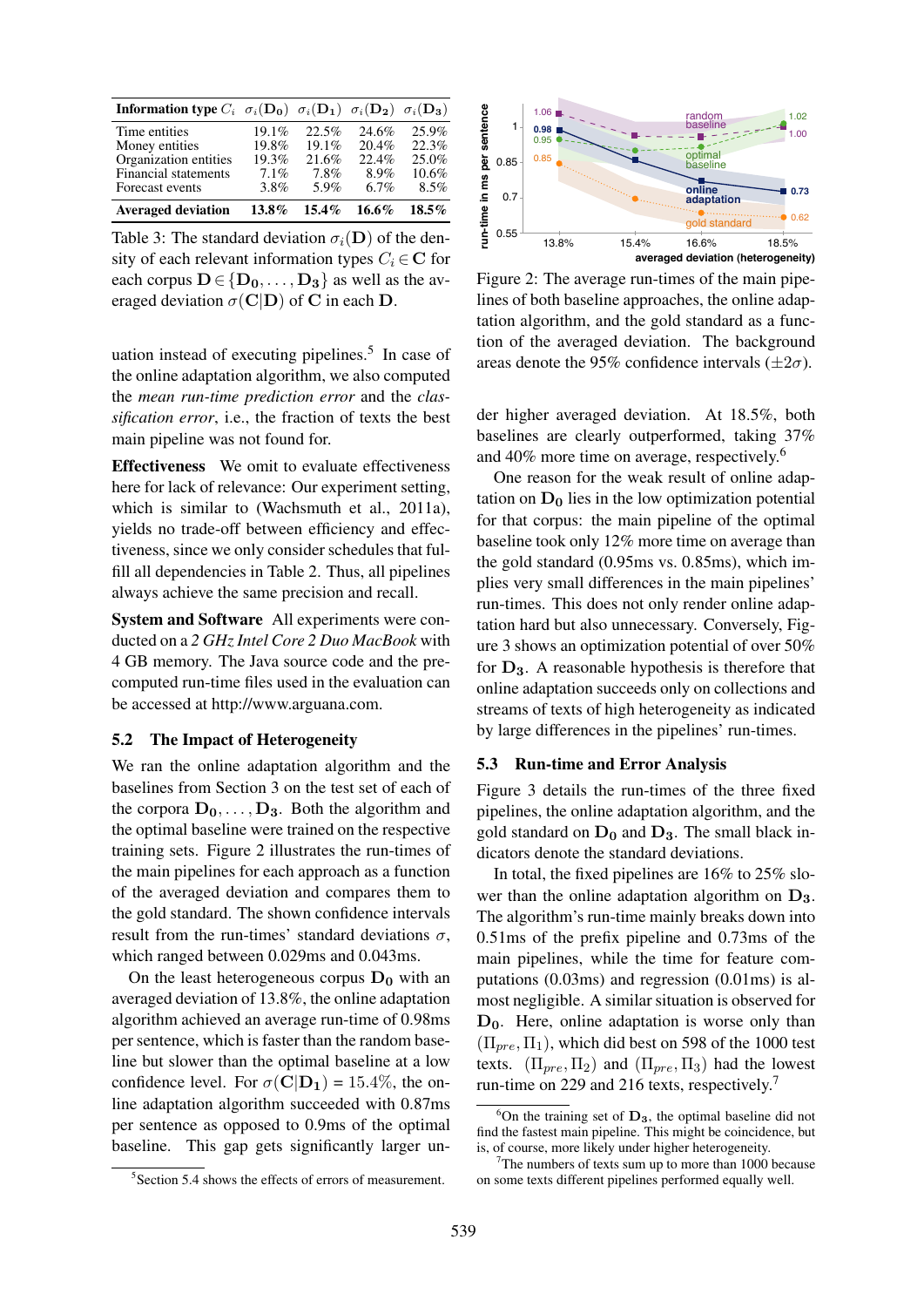| Information type $C_i$ | $\sigma_i(\mathbf{D_0})$ | $\sigma_i(\mathbf{D_1})$ | $\sigma_i(\mathbf{D_2})$ | $\sigma_i(\mathbf{D_3})$ |
|---|---|---|---|---|
| Time entities | 19.1% | 22.5% | 24.6% | 25.9% |
| Money entities | 19.8% | 19.1% | 20.4% | 22.3% |
| Organization entities | 19.3% | 21.6% | 22.4% | 25.0% |
| Financial statements | 7.1% | 7.8% | 8.9% | 10.6% |
| Forecast events | 3.8% | 5.9% | 6.7% | 8.5% |
| **Averaged deviation** | **13.8%** | **15.4%** | **16.6%** | **18.5%** |

Table 3: The standard deviation $\sigma_i(\mathbf{D})$ of the density of each relevant information types $C_i \in \mathbf{C}$ for each corpus $\mathbf{D} \in \{\mathbf{D_0}, \ldots, \mathbf{D_3}\}$ as well as the averaged deviation $\sigma(\mathbf{C}|\mathbf{D})$ of $\mathbf{C}$ in each $\mathbf{D}$.

uation instead of executing pipelines.[5] In case of the online adaptation algorithm, we also computed the *mean run-time prediction error* and the *classification error*, i.e., the fraction of texts the best main pipeline was not found for.

**Effectiveness** We omit to evaluate effectiveness here for lack of relevance: Our experiment setting, which is similar to (Wachsmuth et al., 2011a), yields no trade-off between efficiency and effectiveness, since we only consider schedules that fulfill all dependencies in Table 2. Thus, all pipelines always achieve the same precision and recall.

**System and Software** All experiments were conducted on a *2 GHz Intel Core 2 Duo MacBook* with 4 GB memory. The Java source code and the precomputed run-time files used in the evaluation can be accessed at http://www.arguana.com.

## 5.2 The Impact of Heterogeneity

We ran the online adaptation algorithm and the baselines from Section 3 on the test set of each of the corpora $\mathbf{D_0}, \ldots, \mathbf{D_3}$. Both the algorithm and the optimal baseline were trained on the respective training sets. Figure 2 illustrates the run-times of the main pipelines for each approach as a function of the averaged deviation and compares them to the gold standard. The shown confidence intervals result from the run-times' standard deviations $\sigma$, which ranged between 0.029ms and 0.043ms.

On the least heterogeneous corpus $\mathbf{D_0}$ with an averaged deviation of 13.8%, the online adaptation algorithm achieved an average run-time of 0.98ms per sentence, which is faster than the random baseline but slower than the optimal baseline at a low confidence level. For $\sigma(\mathbf{C}|\mathbf{D_1})$ = 15.4%, the online adaptation algorithm succeeded with 0.87ms per sentence as opposed to 0.9ms of the optimal baseline. This gap gets significantly larger under higher averaged deviation. At 18.5%, both baselines are clearly outperformed, taking 37% and 40% more time on average, respectively.[6]

[5] Section 5.4 shows the effects of errors of measurement.

Figure 2: The average run-times of the main pipelines of both baseline approaches, the online adaptation algorithm, and the gold standard as a function of the averaged deviation. The background areas denote the 95% confidence intervals ($\pm 2\sigma$).

One reason for the weak result of online adaptation on $\mathbf{D_0}$ lies in the low optimization potential for that corpus: the main pipeline of the optimal baseline took only 12% more time on average than the gold standard (0.95ms vs. 0.85ms), which implies very small differences in the main pipelines' run-times. This does not only render online adaptation hard but also unnecessary. Conversely, Figure 3 shows an optimization potential of over 50% for $\mathbf{D_3}$. A reasonable hypothesis is therefore that online adaptation succeeds only on collections and streams of texts of high heterogeneity as indicated by large differences in the pipelines' run-times.

## 5.3 Run-time and Error Analysis

Figure 3 details the run-times of the three fixed pipelines, the online adaptation algorithm, and the gold standard on $\mathbf{D_0}$ and $\mathbf{D_3}$. The small black indicators denote the standard deviations.

In total, the fixed pipelines are 16% to 25% slower than the online adaptation algorithm on $\mathbf{D_3}$. The algorithm's run-time mainly breaks down into 0.51ms of the prefix pipeline and 0.73ms of the main pipelines, while the time for feature computations (0.03ms) and regression (0.01ms) is almost negligible. A similar situation is observed for $\mathbf{D_0}$. Here, online adaptation is worse only than $(\Pi_{pre}, \Pi_1)$, which did best on 598 of the 1000 test texts. $(\Pi_{pre}, \Pi_2)$ and $(\Pi_{pre}, \Pi_3)$ had the lowest run-time on 229 and 216 texts, respectively.[7]

[6] On the training set of $\mathbf{D_3}$, the optimal baseline did not find the fastest main pipeline. This might be coincidence, but is, of course, more likely under higher heterogeneity.

[7] The numbers of texts sum up to more than 1000 because on some texts different pipelines performed equally well.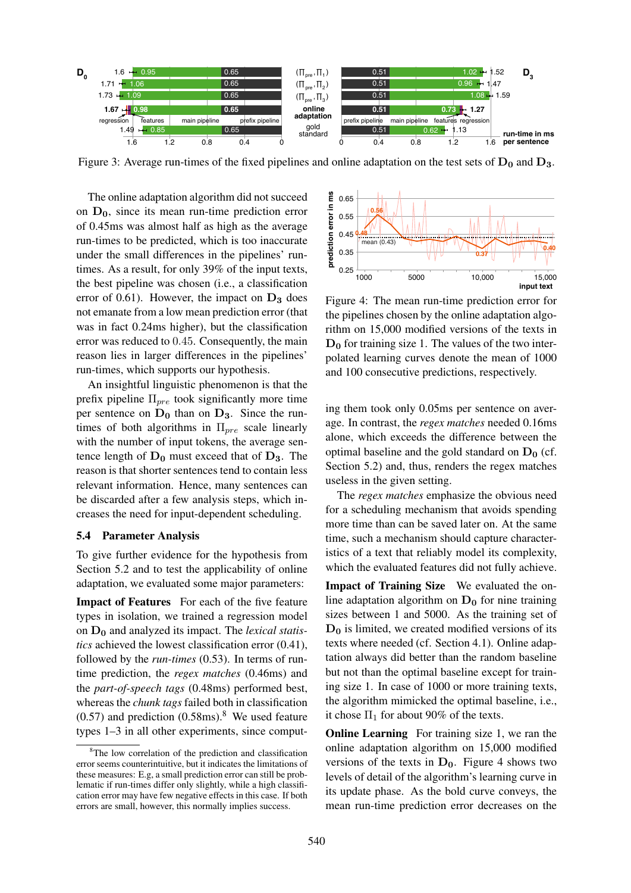Figure 3: Average run-times of the fixed pipelines and online adaptation on the test sets of $\mathbf{D_0}$ and $\mathbf{D_3}$.

The online adaptation algorithm did not succeed on $\mathbf{D_0}$, since its mean run-time prediction error of 0.45ms was almost half as high as the average run-times to be predicted, which is too inaccurate under the small differences in the pipelines' run-times. As a result, for only 39% of the input texts, the best pipeline was chosen (i.e., a classification error of 0.61). However, the impact on $\mathbf{D_3}$ does not emanate from a low mean prediction error (that was in fact 0.24ms higher), but the classification error was reduced to 0.45. Consequently, the main reason lies in larger differences in the pipelines' run-times, which supports our hypothesis.

An insightful linguistic phenomenon is that the prefix pipeline $\Pi_{pre}$ took significantly more time per sentence on $\mathbf{D_0}$ than on $\mathbf{D_3}$. Since the run-times of both algorithms in $\Pi_{pre}$ scale linearly with the number of input tokens, the average sentence length of $\mathbf{D_0}$ must exceed that of $\mathbf{D_3}$. The reason is that shorter sentences tend to contain less relevant information. Hence, many sentences can be discarded after a few analysis steps, which increases the need for input-dependent scheduling.

### 5.4 Parameter Analysis

To give further evidence for the hypothesis from Section 5.2 and to test the applicability of online adaptation, we evaluated some major parameters:

**Impact of Features** For each of the five feature types in isolation, we trained a regression model on $\mathbf{D_0}$ and analyzed its impact. The *lexical statistics* achieved the lowest classification error (0.41), followed by the *run-times* (0.53). In terms of run-time prediction, the *regex matches* (0.46ms) and the *part-of-speech tags* (0.48ms) performed best, whereas the *chunk tags* failed both in classification (0.57) and prediction (0.58ms).[8] We used feature types 1–3 in all other experiments, since computing them took only 0.05ms per sentence on average. In contrast, the *regex matches* needed 0.16ms alone, which exceeds the difference between the optimal baseline and the gold standard on $\mathbf{D_0}$ (cf. Section 5.2) and, thus, renders the regex matches useless in the given setting.

The *regex matches* emphasize the obvious need for a scheduling mechanism that avoids spending more time than can be saved later on. At the same time, such a mechanism should capture characteristics of a text that reliably model its complexity, which the evaluated features did not fully achieve.

[8] The low correlation of the prediction and classification error seems counterintuitive, but it indicates the limitations of these measures: E.g, a small prediction error can still be problematic if run-times differ only slightly, while a high classification error may have few negative effects in this case. If both errors are small, however, this normally implies success.

Figure 4: The mean run-time prediction error for the pipelines chosen by the online adaptation algorithm on 15,000 modified versions of the texts in $\mathbf{D_0}$ for training size 1. The values of the two interpolated learning curves denote the mean of 1000 and 100 consecutive predictions, respectively.

**Impact of Training Size** We evaluated the online adaptation algorithm on $\mathbf{D_0}$ for nine training sizes between 1 and 5000. As the training set of $\mathbf{D_0}$ is limited, we created modified versions of its texts where needed (cf. Section 4.1). Online adaptation always did better than the random baseline but not than the optimal baseline except for training size 1. In case of 1000 or more training texts, the algorithm mimicked the optimal baseline, i.e., it chose $\Pi_1$ for about 90% of the texts.

**Online Learning** For training size 1, we ran the online adaptation algorithm on 15,000 modified versions of the texts in $\mathbf{D_0}$. Figure 4 shows two levels of detail of the algorithm's learning curve in its update phase. As the bold curve conveys, the mean run-time prediction error decreases on the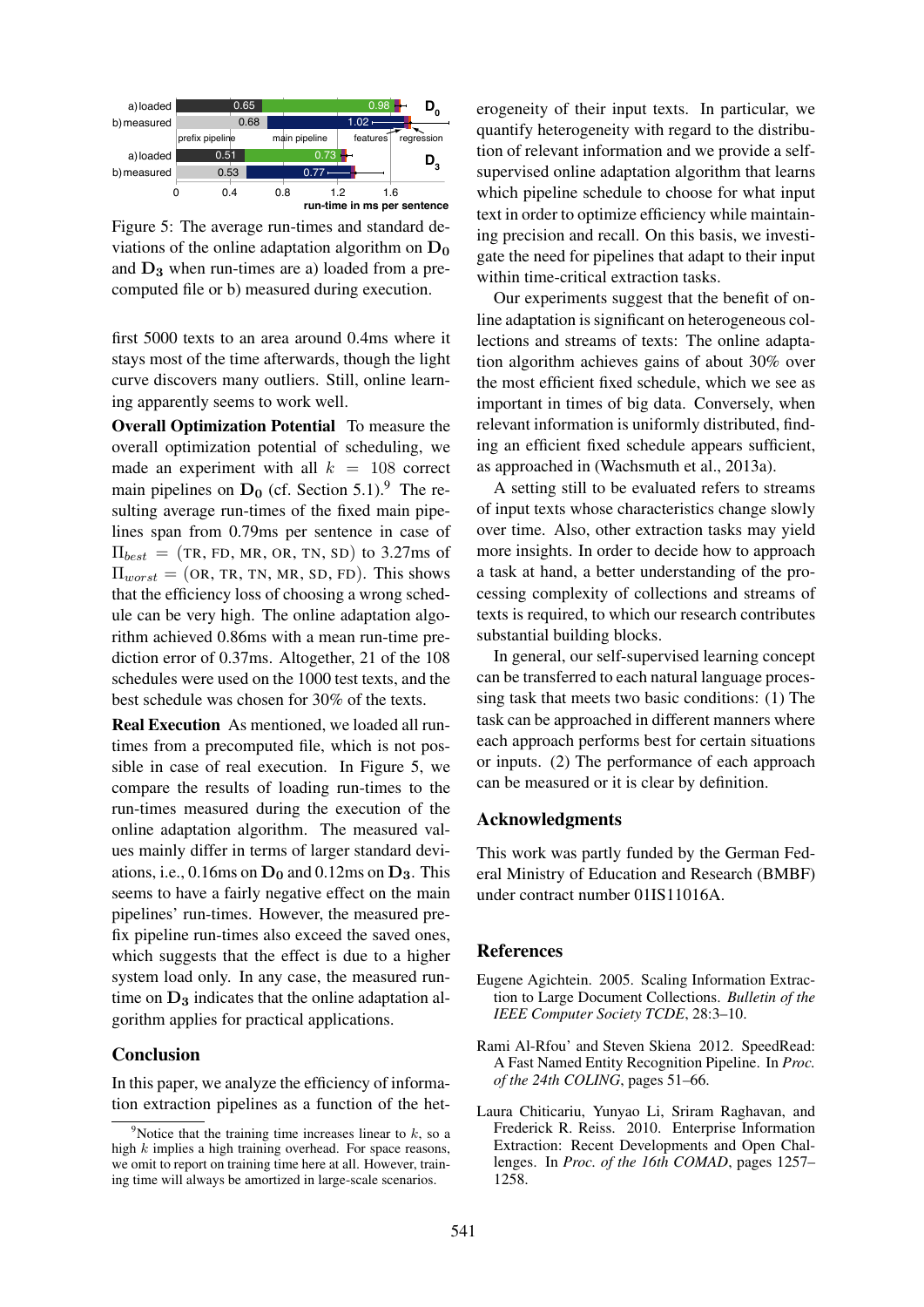Figure 5: The average run-times and standard deviations of the online adaptation algorithm on $\mathbf{D_0}$ and $\mathbf{D_3}$ when run-times are a) loaded from a precomputed file or b) measured during execution.

first 5000 texts to an area around 0.4ms where it stays most of the time afterwards, though the light curve discovers many outliers. Still, online learning apparently seems to work well.

**Overall Optimization Potential** To measure the overall optimization potential of scheduling, we made an experiment with all $k = 108$ correct main pipelines on $\mathbf{D_0}$ (cf. Section 5.1).[9] The resulting average run-times of the fixed main pipelines span from 0.79ms per sentence in case of $\Pi_{best}$ = (TR, FD, MR, OR, TN, SD) to 3.27ms of $\Pi_{worst}$ = (OR, TR, TN, MR, SD, FD). This shows that the efficiency loss of choosing a wrong schedule can be very high. The online adaptation algorithm achieved 0.86ms with a mean run-time prediction error of 0.37ms. Altogether, 21 of the 108 schedules were used on the 1000 test texts, and the best schedule was chosen for 30% of the texts.

**Real Execution** As mentioned, we loaded all run-times from a precomputed file, which is not possible in case of real execution. In Figure 5, we compare the results of loading run-times to the run-times measured during the execution of the online adaptation algorithm. The measured values mainly differ in terms of larger standard deviations, i.e., 0.16ms on $\mathbf{D_0}$ and 0.12ms on $\mathbf{D_3}$. This seems to have a fairly negative effect on the main pipelines' run-times. However, the measured prefix pipeline run-times also exceed the saved ones, which suggests that the effect is due to a higher system load only. In any case, the measured run-time on $\mathbf{D_3}$ indicates that the online adaptation algorithm applies for practical applications.

## Conclusion

In this paper, we analyze the efficiency of information extraction pipelines as a function of the heterogeneity of their input texts. In particular, we quantify heterogeneity with regard to the distribution of relevant information and we provide a self-supervised online adaptation algorithm that learns which pipeline schedule to choose for what input text in order to optimize efficiency while maintaining precision and recall. On this basis, we investigate the need for pipelines that adapt to their input within time-critical extraction tasks.

Our experiments suggest that the benefit of online adaptation is significant on heterogeneous collections and streams of texts: The online adaptation algorithm achieves gains of about 30% over the most efficient fixed schedule, which we see as important in times of big data. Conversely, when relevant information is uniformly distributed, finding an efficient fixed schedule appears sufficient, as approached in (Wachsmuth et al., 2013a).

A setting still to be evaluated refers to streams of input texts whose characteristics change slowly over time. Also, other extraction tasks may yield more insights. In order to decide how to approach a task at hand, a better understanding of the processing complexity of collections and streams of texts is required, to which our research contributes substantial building blocks.

In general, our self-supervised learning concept can be transferred to each natural language processing task that meets two basic conditions: (1) The task can be approached in different manners where each approach performs best for certain situations or inputs. (2) The performance of each approach can be measured or it is clear by definition.

## Acknowledgments

This work was partly funded by the German Federal Ministry of Education and Research (BMBF) under contract number 01IS11016A.

## References

Eugene Agichtein. 2005. Scaling Information Extraction to Large Document Collections. *Bulletin of the IEEE Computer Society TCDE*, 28:3–10.

Rami Al-Rfou' and Steven Skiena 2012. SpeedRead: A Fast Named Entity Recognition Pipeline. In *Proc. of the 24th COLING*, pages 51–66.

Laura Chiticariu, Yunyao Li, Sriram Raghavan, and Frederick R. Reiss. 2010. Enterprise Information Extraction: Recent Developments and Open Challenges. In *Proc. of the 16th COMAD*, pages 1257–1258.

[9] Notice that the training time increases linear to $k$, so a high $k$ implies a high training overhead. For space reasons, we omit to report on training time here at all. However, training time will always be amortized in large-scale scenarios.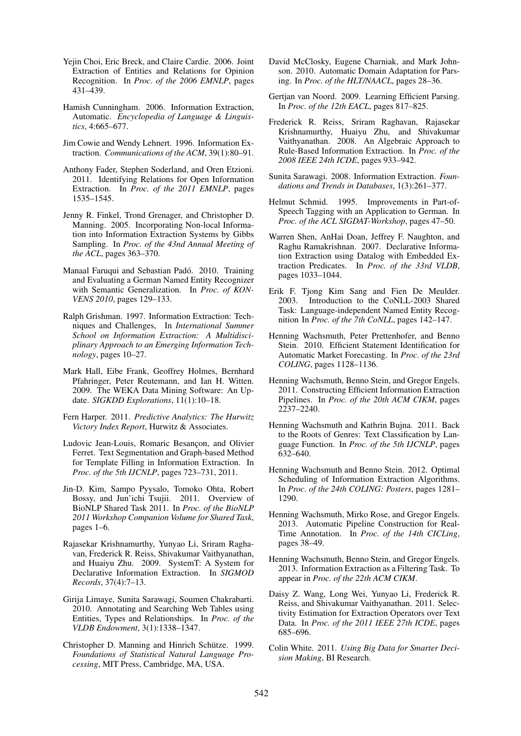Yejin Choi, Eric Breck, and Claire Cardie. 2006. Joint Extraction of Entities and Relations for Opinion Recognition. In *Proc. of the 2006 EMNLP*, pages 431–439.

Hamish Cunningham. 2006. Information Extraction, Automatic. *Encyclopedia of Language & Linguistics*, 4:665–677.

Jim Cowie and Wendy Lehnert. 1996. Information Extraction. *Communications of the ACM*, 39(1):80–91.

Anthony Fader, Stephen Soderland, and Oren Etzioni. 2011. Identifying Relations for Open Information Extraction. In *Proc. of the 2011 EMNLP*, pages 1535–1545.

Jenny R. Finkel, Trond Grenager, and Christopher D. Manning. 2005. Incorporating Non-local Information into Information Extraction Systems by Gibbs Sampling. In *Proc. of the 43nd Annual Meeting of the ACL*, pages 363–370.

Manaal Faruqui and Sebastian Padó. 2010. Training and Evaluating a German Named Entity Recognizer with Semantic Generalization. In *Proc. of KONVENS 2010*, pages 129–133.

Ralph Grishman. 1997. Information Extraction: Techniques and Challenges, In *International Summer School on Information Extraction: A Multidisciplinary Approach to an Emerging Information Technology*, pages 10–27.

Mark Hall, Eibe Frank, Geoffrey Holmes, Bernhard Pfahringer, Peter Reutemann, and Ian H. Witten. 2009. The WEKA Data Mining Software: An Update. *SIGKDD Explorations*, 11(1):10–18.

Fern Harper. 2011. *Predictive Analytics: The Hurwitz Victory Index Report*, Hurwitz & Associates.

Ludovic Jean-Louis, Romaric Besançon, and Olivier Ferret. Text Segmentation and Graph-based Method for Template Filling in Information Extraction. In *Proc. of the 5th IJCNLP*, pages 723–731, 2011.

Jin-D. Kim, Sampo Pyysalo, Tomoko Ohta, Robert Bossy, and Jun'ichi Tsujii. 2011. Overview of BioNLP Shared Task 2011. In *Proc. of the BioNLP 2011 Workshop Companion Volume for Shared Task*, pages 1–6.

Rajasekar Krishnamurthy, Yunyao Li, Sriram Raghavan, Frederick R. Reiss, Shivakumar Vaithyanathan, and Huaiyu Zhu. 2009. SystemT: A System for Declarative Information Extraction. In *SIGMOD Records*, 37(4):7–13.

Girija Limaye, Sunita Sarawagi, Soumen Chakrabarti. 2010. Annotating and Searching Web Tables using Entities, Types and Relationships. In *Proc. of the VLDB Endowment*, 3(1):1338–1347.

Christopher D. Manning and Hinrich Schütze. 1999. *Foundations of Statistical Natural Language Processing*, MIT Press, Cambridge, MA, USA.

David McClosky, Eugene Charniak, and Mark Johnson. 2010. Automatic Domain Adaptation for Parsing. In *Proc. of the HLT/NAACL*, pages 28–36.

Gertjan van Noord. 2009. Learning Efficient Parsing. In *Proc. of the 12th EACL*, pages 817–825.

Frederick R. Reiss, Sriram Raghavan, Rajasekar Krishnamurthy, Huaiyu Zhu, and Shivakumar Vaithyanathan. 2008. An Algebraic Approach to Rule-Based Information Extraction. In *Proc. of the 2008 IEEE 24th ICDE*, pages 933–942.

Sunita Sarawagi. 2008. Information Extraction. *Foundations and Trends in Databases*, 1(3):261–377.

Helmut Schmid. 1995. Improvements in Part-of-Speech Tagging with an Application to German. In *Proc. of the ACL SIGDAT-Workshop*, pages 47–50.

Warren Shen, AnHai Doan, Jeffrey F. Naughton, and Raghu Ramakrishnan. 2007. Declarative Information Extraction using Datalog with Embedded Extraction Predicates. In *Proc. of the 33rd VLDB*, pages 1033–1044.

Erik F. Tjong Kim Sang and Fien De Meulder. 2003. Introduction to the CoNLL-2003 Shared Task: Language-independent Named Entity Recognition In *Proc. of the 7th CoNLL*, pages 142–147.

Henning Wachsmuth, Peter Prettenhofer, and Benno Stein. 2010. Efficient Statement Identification for Automatic Market Forecasting. In *Proc. of the 23rd COLING*, pages 1128–1136.

Henning Wachsmuth, Benno Stein, and Gregor Engels. 2011. Constructing Efficient Information Extraction Pipelines. In *Proc. of the 20th ACM CIKM*, pages 2237–2240.

Henning Wachsmuth and Kathrin Bujna. 2011. Back to the Roots of Genres: Text Classification by Language Function. In *Proc. of the 5th IJCNLP*, pages 632–640.

Henning Wachsmuth and Benno Stein. 2012. Optimal Scheduling of Information Extraction Algorithms. In *Proc. of the 24th COLING: Posters*, pages 1281–1290.

Henning Wachsmuth, Mirko Rose, and Gregor Engels. 2013. Automatic Pipeline Construction for Real-Time Annotation. In *Proc. of the 14th CICLing*, pages 38–49.

Henning Wachsmuth, Benno Stein, and Gregor Engels. 2013. Information Extraction as a Filtering Task. To appear in *Proc. of the 22nd ACM CIKM*.

Daisy Z. Wang, Long Wei, Yunyao Li, Frederick R. Reiss, and Shivakumar Vaithyanathan. 2011. Selectivity Estimation for Extraction Operators over Text Data. In *Proc. of the 2011 IEEE 27th ICDE*, pages 685–696.

Colin White. 2011. *Using Big Data for Smarter Decision Making*, BI Research.